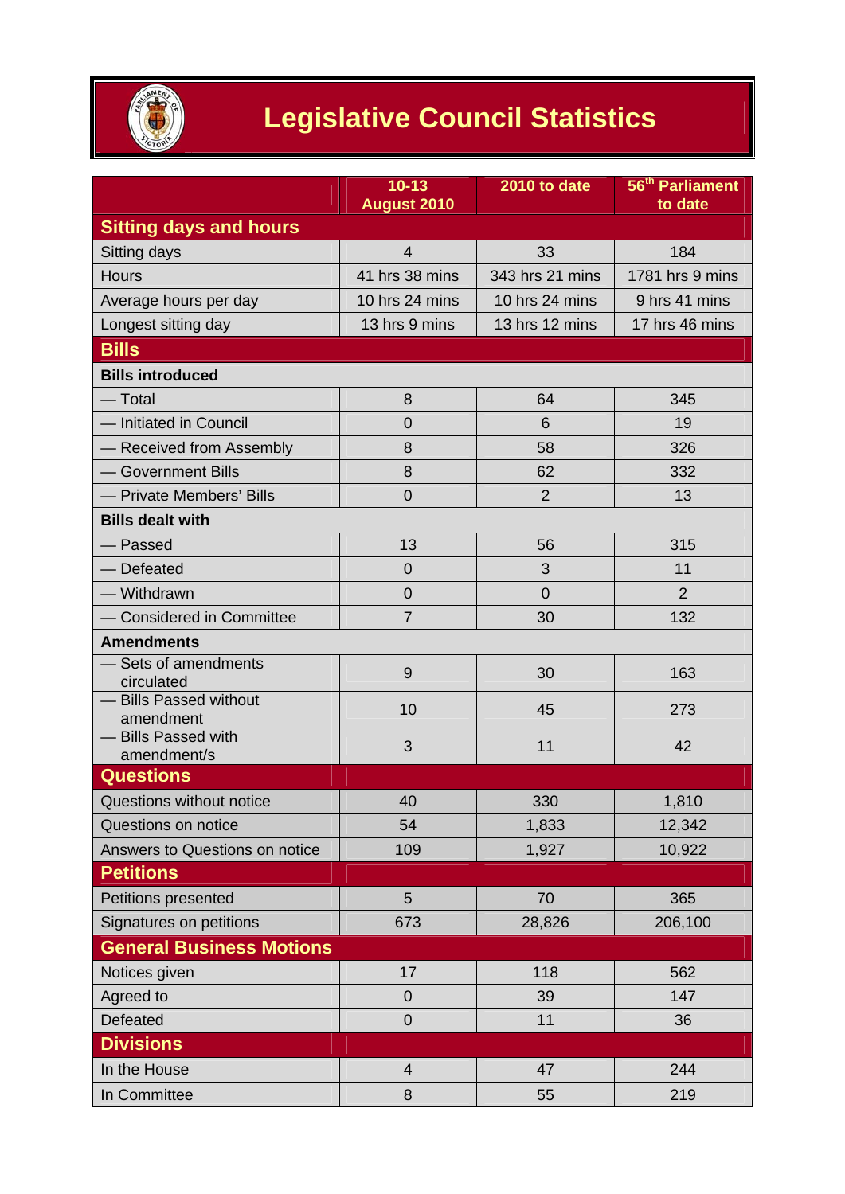# Legislative Council Statistics

| | 10-13 August 2010 | 2010 to date | 56th Parliament to date |
|---|---|---|---|
| **Sitting days and hours** | | | |
| Sitting days | 4 | 33 | 184 |
| Hours | 41 hrs 38 mins | 343 hrs 21 mins | 1781 hrs 9 mins |
| Average hours per day | 10 hrs 24 mins | 10 hrs 24 mins | 9 hrs 41 mins |
| Longest sitting day | 13 hrs 9 mins | 13 hrs 12 mins | 17 hrs 46 mins |
| **Bills** | | | |
| **Bills introduced** | | | |
| — Total | 8 | 64 | 345 |
| — Initiated in Council | 0 | 6 | 19 |
| — Received from Assembly | 8 | 58 | 326 |
| — Government Bills | 8 | 62 | 332 |
| — Private Members' Bills | 0 | 2 | 13 |
| **Bills dealt with** | | | |
| — Passed | 13 | 56 | 315 |
| — Defeated | 0 | 3 | 11 |
| — Withdrawn | 0 | 0 | 2 |
| — Considered in Committee | 7 | 30 | 132 |
| **Amendments** | | | |
| — Sets of amendments circulated | 9 | 30 | 163 |
| — Bills Passed without amendment | 10 | 45 | 273 |
| — Bills Passed with amendment/s | 3 | 11 | 42 |
| **Questions** | | | |
| Questions without notice | 40 | 330 | 1,810 |
| Questions on notice | 54 | 1,833 | 12,342 |
| Answers to Questions on notice | 109 | 1,927 | 10,922 |
| **Petitions** | | | |
| Petitions presented | 5 | 70 | 365 |
| Signatures on petitions | 673 | 28,826 | 206,100 |
| **General Business Motions** | | | |
| Notices given | 17 | 118 | 562 |
| Agreed to | 0 | 39 | 147 |
| Defeated | 0 | 11 | 36 |
| **Divisions** | | | |
| In the House | 4 | 47 | 244 |
| In Committee | 8 | 55 | 219 |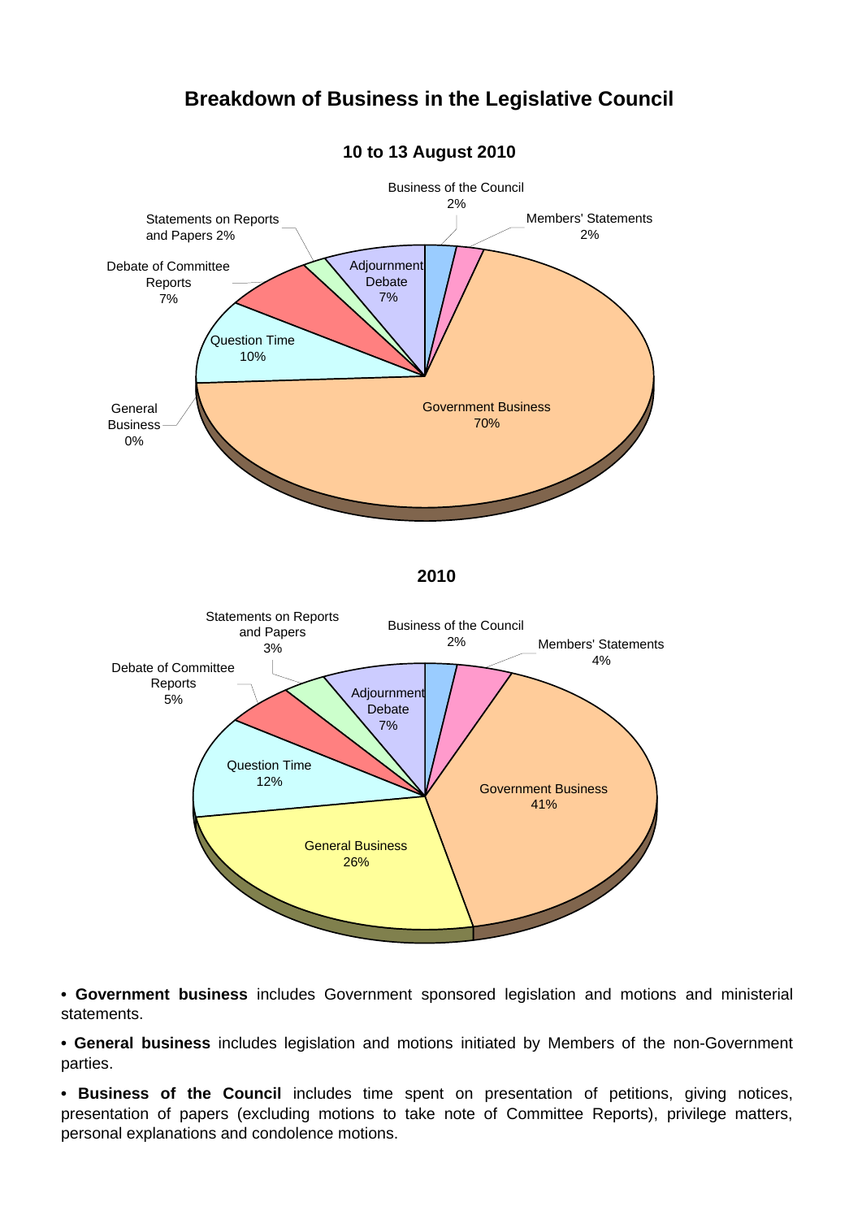# Breakdown of Business in the Legislative Council

## 10 to 13 August 2010

Business of the Council 2%

Members' Statements 2%

Government Business 70%

General Business 0%

Question Time 10%

Debate of Committee Reports 7%

Statements on Reports and Papers 2%

Adjournment Debate 7%

## 2010

Business of the Council 2%

Members' Statements 4%

Government Business 41%

General Business 26%

Question Time 12%

Debate of Committee Reports 5%

Statements on Reports and Papers 3%

Adjournment Debate 7%

- **Government business** includes Government sponsored legislation and motions and ministerial statements.
- **General business** includes legislation and motions initiated by Members of the non-Government parties.
- **Business of the Council** includes time spent on presentation of petitions, giving notices, presentation of papers (excluding motions to take note of Committee Reports), privilege matters, personal explanations and condolence motions.